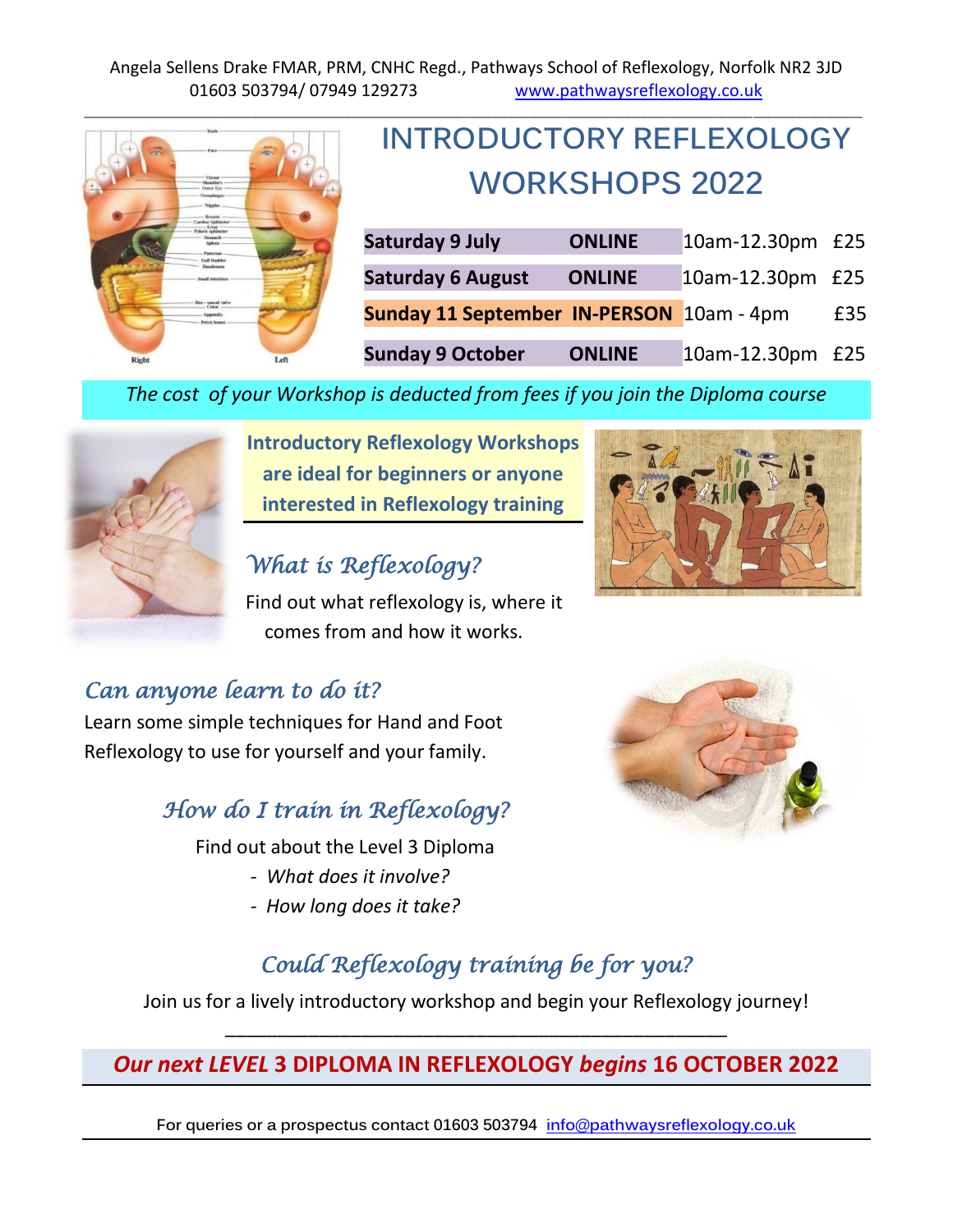Angela Sellens Drake FMAR, PRM, CNHC Regd., Pathways School of Reflexology, Norfolk NR2 3JD
01603 503794/ 07949 129273 www.pathwaysreflexology.co.uk

# INTRODUCTORY REFLEXOLOGY WORKSHOPS 2022

| | | | |
|---|---|---|---|
| **Saturday 9 July** | **ONLINE** | 10am-12.30pm | £25 |
| **Saturday 6 August** | **ONLINE** | 10am-12.30pm | £25 |
| **Sunday 11 September** | **IN-PERSON** | 10am - 4pm | £35 |
| **Sunday 9 October** | **ONLINE** | 10am-12.30pm | £25 |

*The cost of your Workshop is deducted from fees if you join the Diploma course*

**Introductory Reflexology Workshops are ideal for beginners or anyone interested in Reflexology training**

## *What is Reflexology?*

Find out what reflexology is, where it comes from and how it works.

## *Can anyone learn to do it?*

Learn some simple techniques for Hand and Foot Reflexology to use for yourself and your family.

## *How do I train in Reflexology?*

Find out about the Level 3 Diploma

- *What does it involve?*
- *How long does it take?*

## *Could Reflexology training be for you?*

Join us for a lively introductory workshop and begin your Reflexology journey!

***Our next LEVEL* 3 DIPLOMA IN REFLEXOLOGY *begins* 16 OCTOBER 2022**

For queries or a prospectus contact 01603 503794 info@pathwaysreflexology.co.uk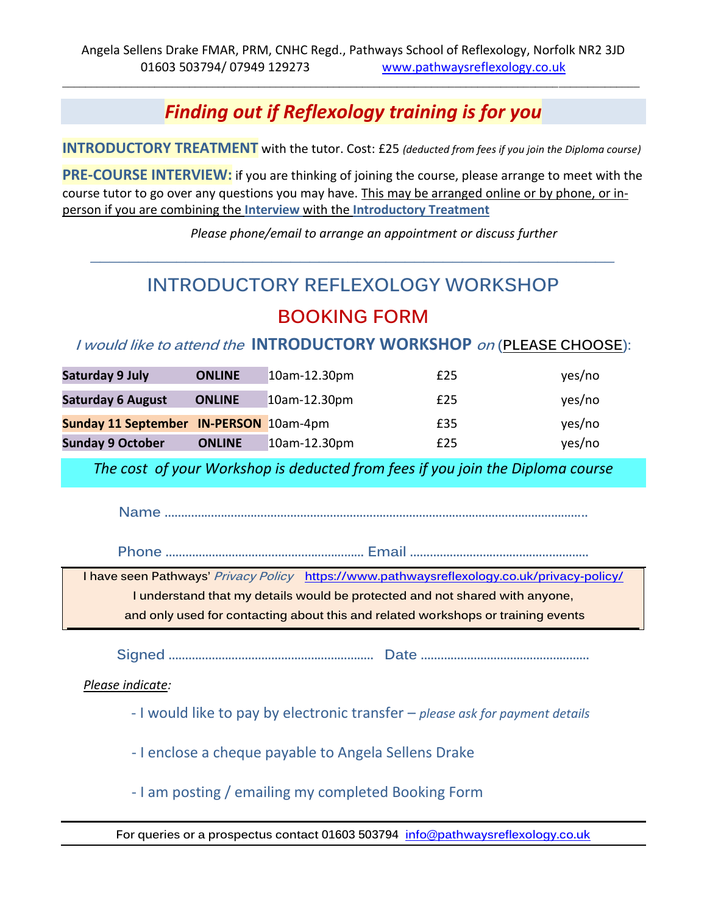Angela Sellens Drake FMAR, PRM, CNHC Regd., Pathways School of Reflexology, Norfolk NR2 3JD
01603 503794/ 07949 129273 www.pathwaysreflexology.co.uk

---

## *Finding out if Reflexology training is for you*

**INTRODUCTORY TREATMENT** with the tutor. Cost: £25 *(deducted from fees if you join the Diploma course)*

**PRE-COURSE INTERVIEW:** if you are thinking of joining the course, please arrange to meet with the course tutor to go over any questions you may have. This may be arranged online or by phone, or in-person if you are combining the **Interview** with the **Introductory Treatment**

*Please phone/email to arrange an appointment or discuss further*

---

# INTRODUCTORY REFLEXOLOGY WORKSHOP

## BOOKING FORM

*I would like to attend the* **INTRODUCTORY WORKSHOP** *on* (PLEASE CHOOSE):

| | | | | |
|---|---|---|---|---|
| **Saturday 9 July** | **ONLINE** | 10am-12.30pm | £25 | yes/no |
| **Saturday 6 August** | **ONLINE** | 10am-12.30pm | £25 | yes/no |
| **Sunday 11 September** | **IN-PERSON** | 10am-4pm | £35 | yes/no |
| **Sunday 9 October** | **ONLINE** | 10am-12.30pm | £25 | yes/no |

*The cost of your Workshop is deducted from fees if you join the Diploma course*

Name ..............................................................................................................

Phone ........................................................... Email .....................................................

I have seen Pathways' *Privacy Policy* https://www.pathwaysreflexology.co.uk/privacy-policy/
I understand that my details would be protected and not shared with anyone,
and only used for contacting about this and related workshops or training events

Signed ............................................................ Date ..................................................

*Please indicate:*

- I would like to pay by electronic transfer – *please ask for payment details*
- I enclose a cheque payable to Angela Sellens Drake
- I am posting / emailing my completed Booking Form

For queries or a prospectus contact 01603 503794 info@pathwaysreflexology.co.uk